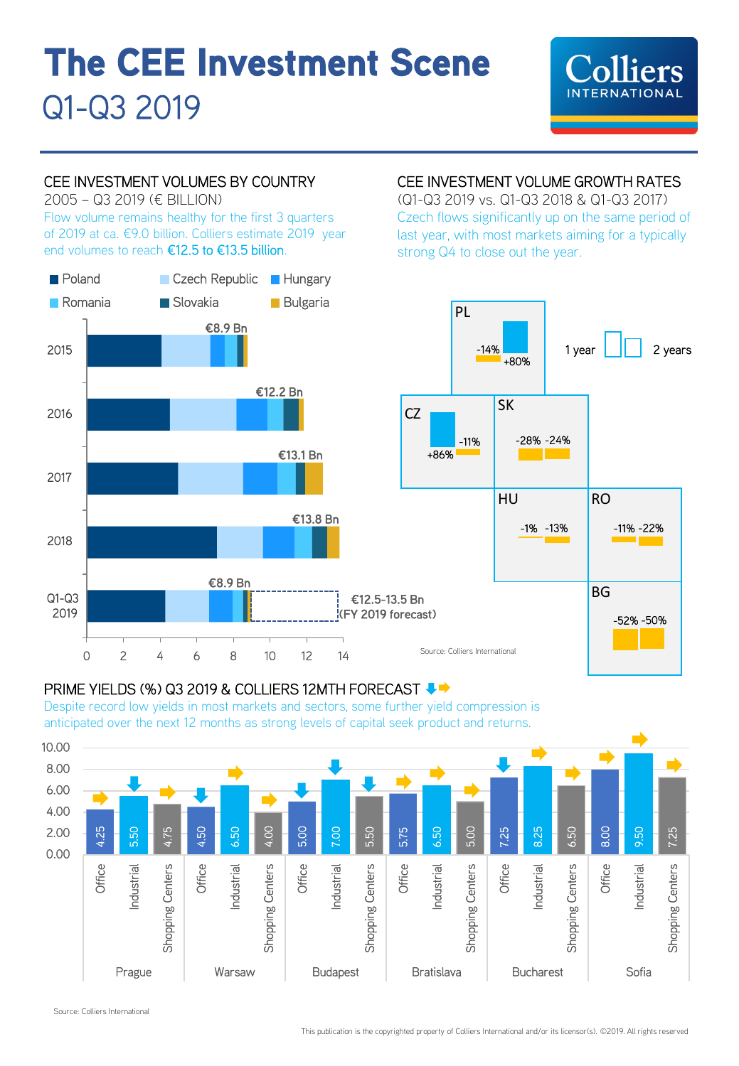# The CEE Investment Scene

## Q1-Q3 2019

Colliers INTERNATIONAL

### CEE INVESTMENT VOLUMES BY COUNTRY

2005 – Q3 2019 (€ BILLION)

Flow volume remains healthy for the first 3 quarters of 2019 at ca. €9.0 billion. Colliers estimate 2019 year end volumes to reach **€12.5 to €13.5 billion**.

Legend: Poland, Czech Republic, Hungary, Romania, Slovakia, Bulgaria

| Year | Total |
|---|---|
| 2015 | €8.9 Bn |
| 2016 | €12.2 Bn |
| 2017 | €13.1 Bn |
| 2018 | €13.8 Bn |
| Q1-Q3 2019 | €8.9 Bn |

€12.5-13.5 Bn (FY 2019 forecast)

### CEE INVESTMENT VOLUME GROWTH RATES

(Q1-Q3 2019 vs. Q1-Q3 2018 & Q1-Q3 2017)

Czech flows significantly up on the same period of last year, with most markets aiming for a typically strong Q4 to close out the year.

| Country | 1 year | 2 years |
|---|---|---|
| PL | -14% | +80% |
| CZ | +86% | -11% |
| SK | -28% | -24% |
| HU | -1% | -13% |
| RO | -11% | -22% |
| BG | -52% | -50% |

Source: Colliers International

### PRIME YIELDS (%) Q3 2019 & COLLIERS 12MTH FORECAST

Despite record low yields in most markets and sectors, some further yield compression is anticipated over the next 12 months as strong levels of capital seek product and returns.

| City | Sector | Prime yield (%) | 12-month forecast |
|---|---|---|---|
| Prague | Office | 4.25 | → |
| Prague | Industrial | 5.50 | ↓ |
| Prague | Shopping Centers | 4.75 | → |
| Warsaw | Office | 4.50 | ↓ |
| Warsaw | Industrial | 6.50 | → |
| Warsaw | Shopping Centers | 4.00 | → |
| Budapest | Office | 5.00 | ↓ |
| Budapest | Industrial | 7.00 | ↓ |
| Budapest | Shopping Centers | 5.50 | ↓ |
| Bratislava | Office | 5.75 | → |
| Bratislava | Industrial | 6.50 | → |
| Bratislava | Shopping Centers | 5.00 | → |
| Bucharest | Office | 7.25 | ↓ |
| Bucharest | Industrial | 8.25 | → |
| Bucharest | Shopping Centers | 6.50 | → |
| Sofia | Office | 8.00 | → |
| Sofia | Industrial | 9.50 | → |
| Sofia | Shopping Centers | 7.25 | → |

Source: Colliers International

This publication is the copyrighted property of Colliers International and/or its licensor(s). ©2019. All rights reserved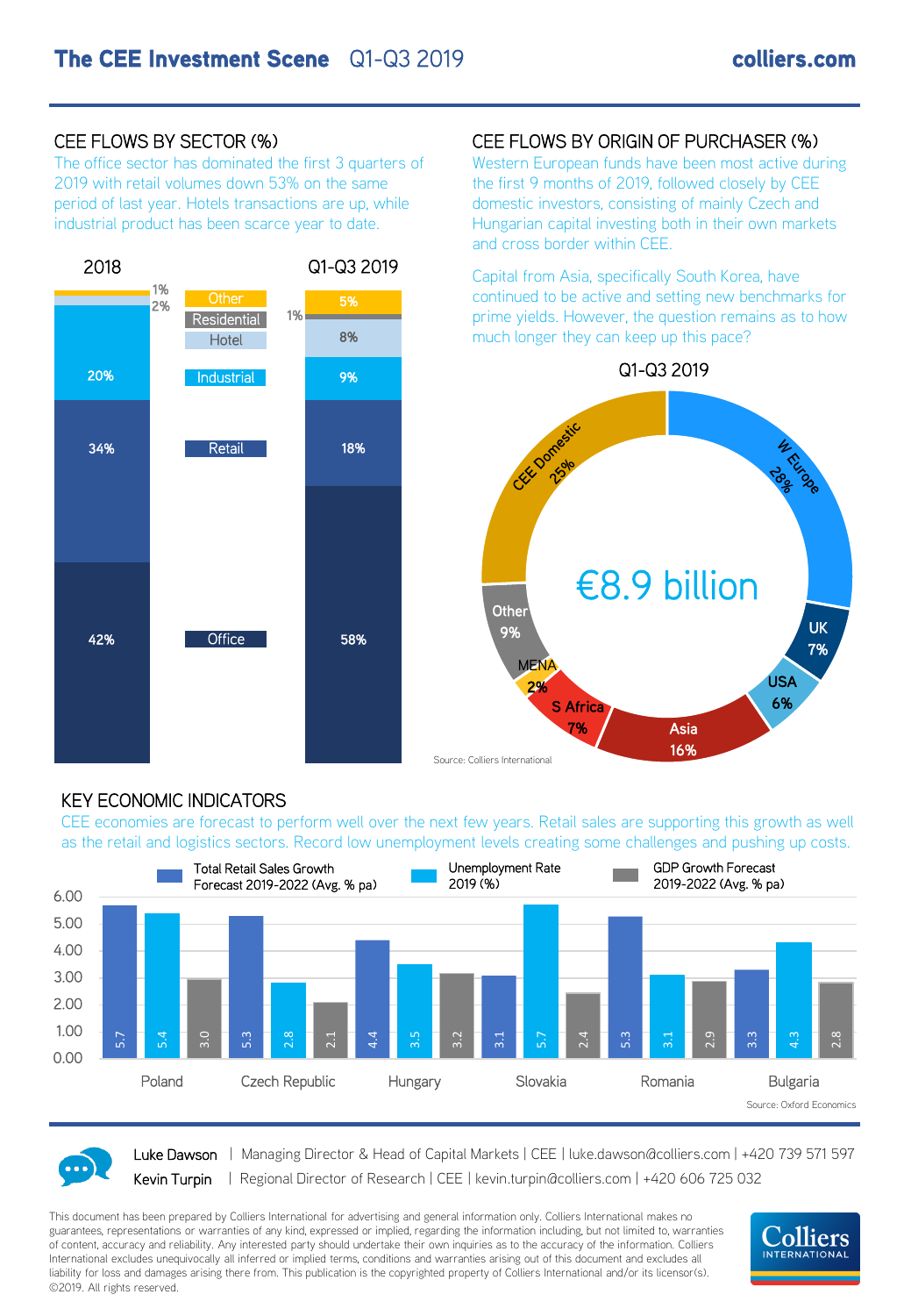# The CEE Investment Scene Q1-Q3 2019

colliers.com

## CEE FLOWS BY SECTOR (%)

The office sector has dominated the first 3 quarters of 2019 with retail volumes down 53% on the same period of last year. Hotels transactions are up, while industrial product has been scarce year to date.

2018
1%
2%
20%
34%
42%

Other
Residential
Hotel
Industrial
Retail
Office

Q1-Q3 2019
5%
1%
8%
9%
18%
58%

## CEE FLOWS BY ORIGIN OF PURCHASER (%)

Western European funds have been most active during the first 9 months of 2019, followed closely by CEE domestic investors, consisting of mainly Czech and Hungarian capital investing both in their own markets and cross border within CEE.

Capital from Asia, specifically South Korea, have continued to be active and setting new benchmarks for prime yields. However, the question remains as to how much longer they can keep up this pace?

Q1-Q3 2019

€8.9 billion

W Europe 28%
UK 7%
USA 6%
Asia 16%
S Africa 7%
MENA 2%
Other 9%
CEE Domestic 25%

Source: Colliers International

## KEY ECONOMIC INDICATORS

CEE economies are forecast to perform well over the next few years. Retail sales are supporting this growth as well as the retail and logistics sectors. Record low unemployment levels creating some challenges and pushing up costs.

Total Retail Sales Growth Forecast 2019-2022 (Avg. % pa)
Unemployment Rate 2019 (%)
GDP Growth Forecast 2019-2022 (Avg. % pa)

6.00
5.00
4.00
3.00
2.00
1.00
0.00

Poland: 5.7, 5.4, 3.0
Czech Republic: 5.3, 2.8, 2.1
Hungary: 4.4, 3.5, 3.2
Slovakia: 3.1, 5.7, 2.4
Romania: 5.3, 3.1, 2.9
Bulgaria: 3.3, 4.3, 2.8

Source: Oxford Economics

Luke Dawson | Managing Director & Head of Capital Markets | CEE | luke.dawson@colliers.com | +420 739 571 597

Kevin Turpin | Regional Director of Research | CEE | kevin.turpin@colliers.com | +420 606 725 032

This document has been prepared by Colliers International for advertising and general information only. Colliers International makes no guarantees, representations or warranties of any kind, expressed or implied, regarding the information including, but not limited to, warranties of content, accuracy and reliability. Any interested party should undertake their own inquiries as to the accuracy of the information. Colliers International excludes unequivocally all inferred or implied terms, conditions and warranties arising out of this document and excludes all liability for loss and damages arising there from. This publication is the copyrighted property of Colliers International and/or its licensor(s). ©2019. All rights reserved.

Colliers INTERNATIONAL